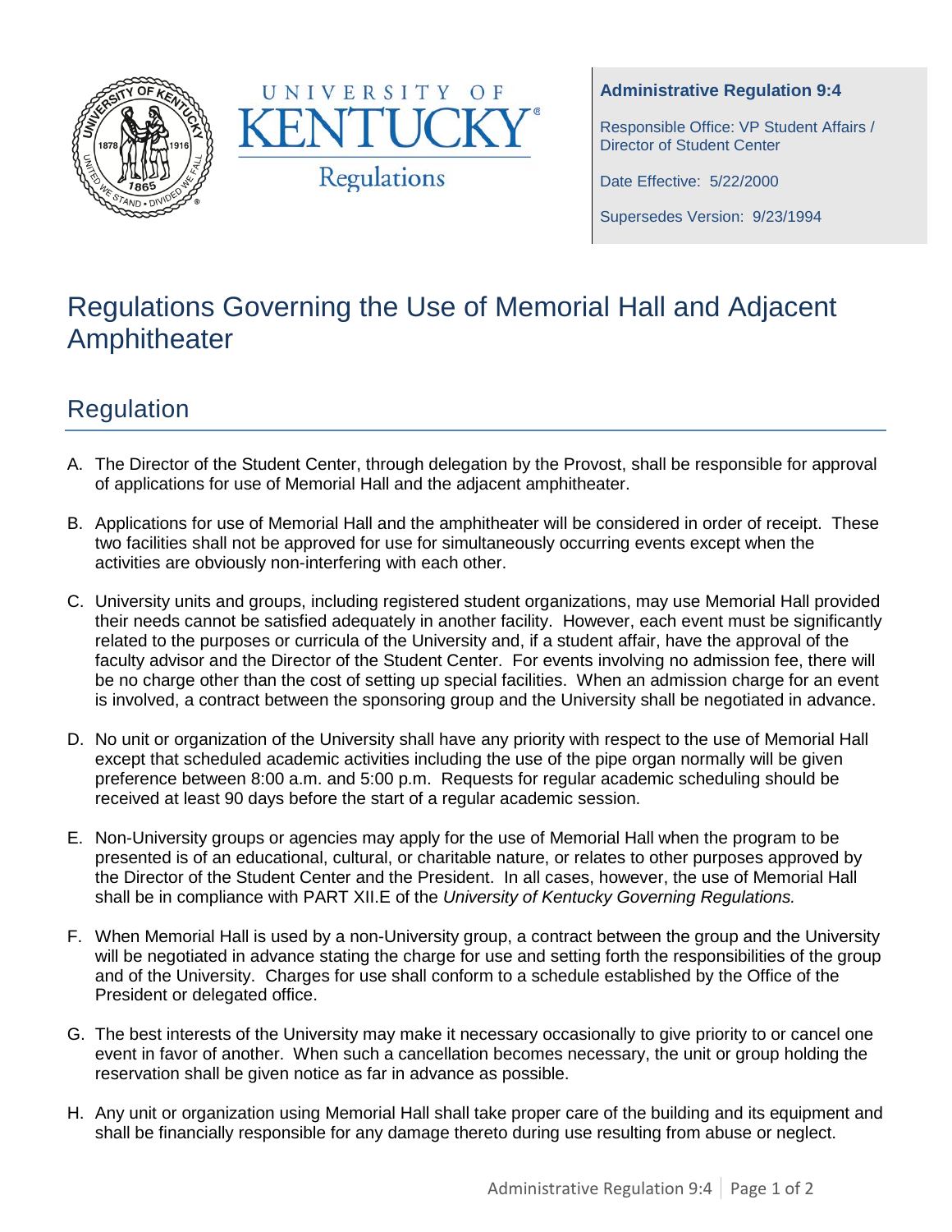UNIVERSITY OF KENTUCKY

Regulations

**Administrative Regulation 9:4**

Responsible Office: VP Student Affairs / Director of Student Center

Date Effective: 5/22/2000

Supersedes Version: 9/23/1994

# Regulations Governing the Use of Memorial Hall and Adjacent Amphitheater

## Regulation

A. The Director of the Student Center, through delegation by the Provost, shall be responsible for approval of applications for use of Memorial Hall and the adjacent amphitheater.

B. Applications for use of Memorial Hall and the amphitheater will be considered in order of receipt. These two facilities shall not be approved for use for simultaneously occurring events except when the activities are obviously non-interfering with each other.

C. University units and groups, including registered student organizations, may use Memorial Hall provided their needs cannot be satisfied adequately in another facility. However, each event must be significantly related to the purposes or curricula of the University and, if a student affair, have the approval of the faculty advisor and the Director of the Student Center. For events involving no admission fee, there will be no charge other than the cost of setting up special facilities. When an admission charge for an event is involved, a contract between the sponsoring group and the University shall be negotiated in advance.

D. No unit or organization of the University shall have any priority with respect to the use of Memorial Hall except that scheduled academic activities including the use of the pipe organ normally will be given preference between 8:00 a.m. and 5:00 p.m. Requests for regular academic scheduling should be received at least 90 days before the start of a regular academic session.

E. Non-University groups or agencies may apply for the use of Memorial Hall when the program to be presented is of an educational, cultural, or charitable nature, or relates to other purposes approved by the Director of the Student Center and the President. In all cases, however, the use of Memorial Hall shall be in compliance with PART XII.E of the *University of Kentucky Governing Regulations.*

F. When Memorial Hall is used by a non-University group, a contract between the group and the University will be negotiated in advance stating the charge for use and setting forth the responsibilities of the group and of the University. Charges for use shall conform to a schedule established by the Office of the President or delegated office.

G. The best interests of the University may make it necessary occasionally to give priority to or cancel one event in favor of another. When such a cancellation becomes necessary, the unit or group holding the reservation shall be given notice as far in advance as possible.

H. Any unit or organization using Memorial Hall shall take proper care of the building and its equipment and shall be financially responsible for any damage thereto during use resulting from abuse or neglect.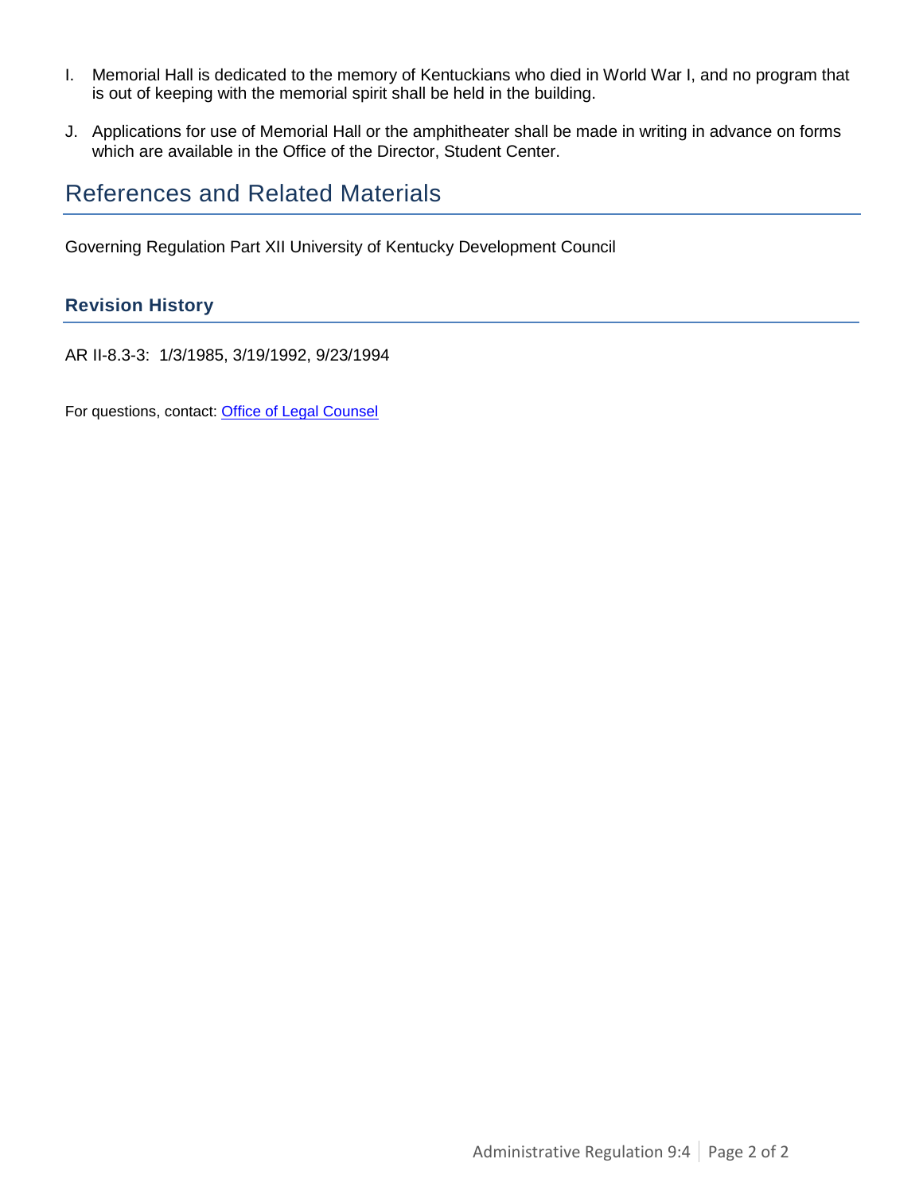I. Memorial Hall is dedicated to the memory of Kentuckians who died in World War I, and no program that is out of keeping with the memorial spirit shall be held in the building.

J. Applications for use of Memorial Hall or the amphitheater shall be made in writing in advance on forms which are available in the Office of the Director, Student Center.

# References and Related Materials

Governing Regulation Part XII University of Kentucky Development Council

## Revision History

AR II-8.3-3: 1/3/1985, 3/19/1992, 9/23/1994

For questions, contact: Office of Legal Counsel